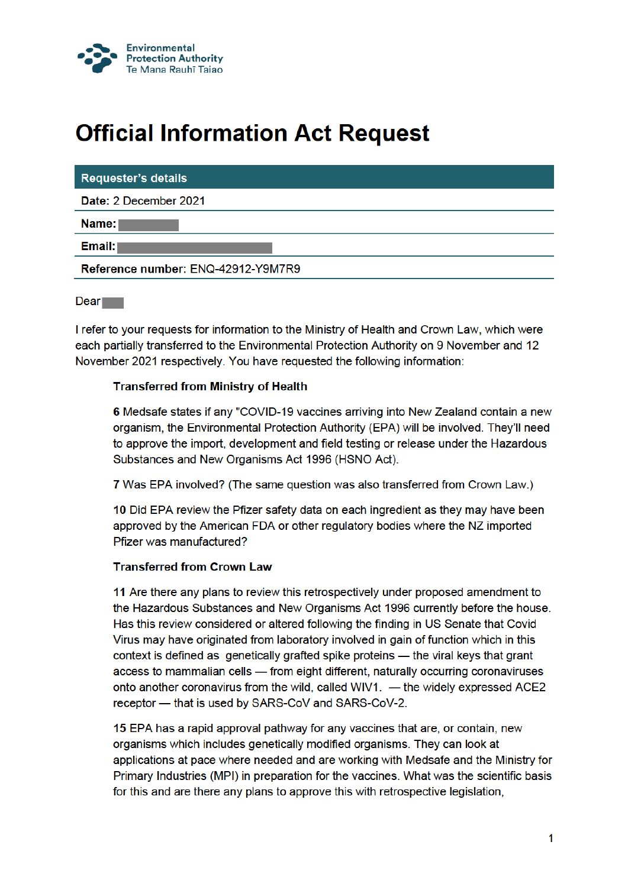Environmental Protection Authority
Te Mana Rauhī Taiao

# Official Information Act Request

| Requester's details |
|---|
| **Date:** 2 December 2021 |
| **Name:** |
| **Email:** |
| **Reference number:** ENQ-42912-Y9M7R9 |

Dear

I refer to your requests for information to the Ministry of Health and Crown Law, which were each partially transferred to the Environmental Protection Authority on 9 November and 12 November 2021 respectively. You have requested the following information:

> **Transferred from Ministry of Health**
>
> **6** Medsafe states if any "COVID-19 vaccines arriving into New Zealand contain a new organism, the Environmental Protection Authority (EPA) will be involved. They'll need to approve the import, development and field testing or release under the Hazardous Substances and New Organisms Act 1996 (HSNO Act).
>
> **7** Was EPA involved? (The same question was also transferred from Crown Law.)
>
> **10** Did EPA review the Pfizer safety data on each ingredient as they may have been approved by the American FDA or other regulatory bodies where the NZ imported Pfizer was manufactured?
>
> **Transferred from Crown Law**
>
> **11** Are there any plans to review this retrospectively under proposed amendment to the Hazardous Substances and New Organisms Act 1996 currently before the house. Has this review considered or altered following the finding in US Senate that Covid Virus may have originated from laboratory involved in gain of function which in this context is defined as genetically grafted spike proteins — the viral keys that grant access to mammalian cells — from eight different, naturally occurring coronaviruses onto another coronavirus from the wild, called WIV1. — the widely expressed ACE2 receptor — that is used by SARS-CoV and SARS-CoV-2.
>
> **15** EPA has a rapid approval pathway for any vaccines that are, or contain, new organisms which includes genetically modified organisms. They can look at applications at pace where needed and are working with Medsafe and the Ministry for Primary Industries (MPI) in preparation for the vaccines. What was the scientific basis for this and are there any plans to approve this with retrospective legislation,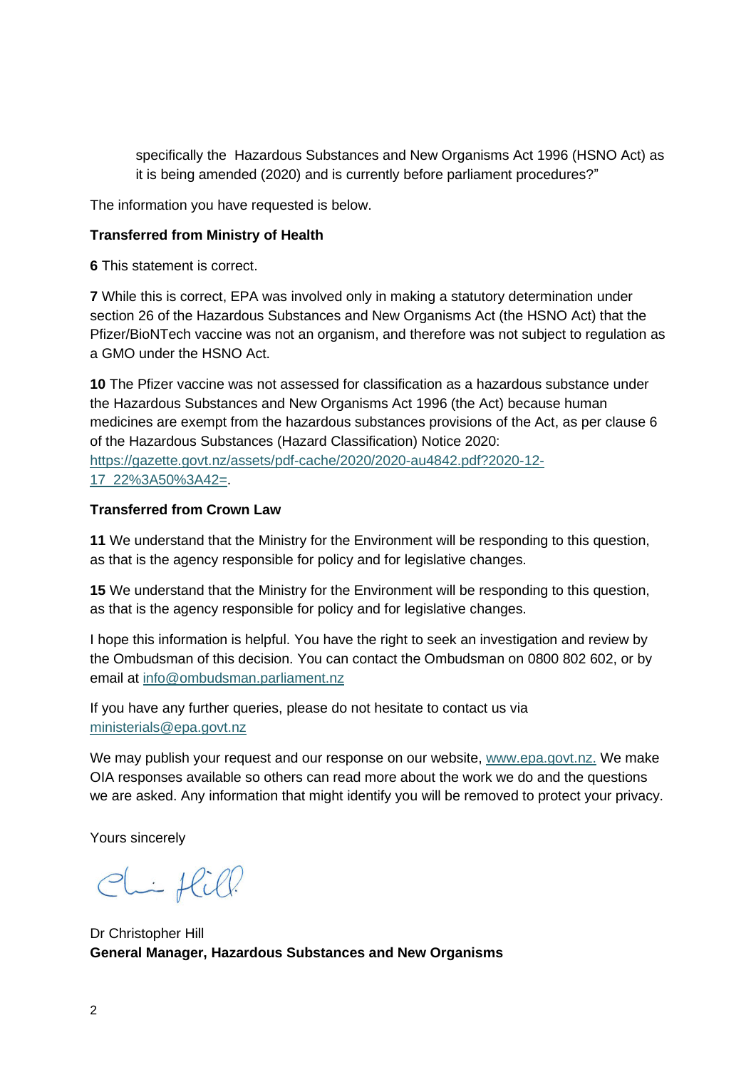specifically the Hazardous Substances and New Organisms Act 1996 (HSNO Act) as it is being amended (2020) and is currently before parliament procedures?"

The information you have requested is below.

**Transferred from Ministry of Health**

**6** This statement is correct.

**7** While this is correct, EPA was involved only in making a statutory determination under section 26 of the Hazardous Substances and New Organisms Act (the HSNO Act) that the Pfizer/BioNTech vaccine was not an organism, and therefore was not subject to regulation as a GMO under the HSNO Act.

**10** The Pfizer vaccine was not assessed for classification as a hazardous substance under the Hazardous Substances and New Organisms Act 1996 (the Act) because human medicines are exempt from the hazardous substances provisions of the Act, as per clause 6 of the Hazardous Substances (Hazard Classification) Notice 2020: https://gazette.govt.nz/assets/pdf-cache/2020/2020-au4842.pdf?2020-12-17_22%3A50%3A42=.

**Transferred from Crown Law**

**11** We understand that the Ministry for the Environment will be responding to this question, as that is the agency responsible for policy and for legislative changes.

**15** We understand that the Ministry for the Environment will be responding to this question, as that is the agency responsible for policy and for legislative changes.

I hope this information is helpful. You have the right to seek an investigation and review by the Ombudsman of this decision. You can contact the Ombudsman on 0800 802 602, or by email at info@ombudsman.parliament.nz

If you have any further queries, please do not hesitate to contact us via ministerials@epa.govt.nz

We may publish your request and our response on our website, www.epa.govt.nz. We make OIA responses available so others can read more about the work we do and the questions we are asked. Any information that might identify you will be removed to protect your privacy.

Yours sincerely

Dr Christopher Hill
**General Manager, Hazardous Substances and New Organisms**